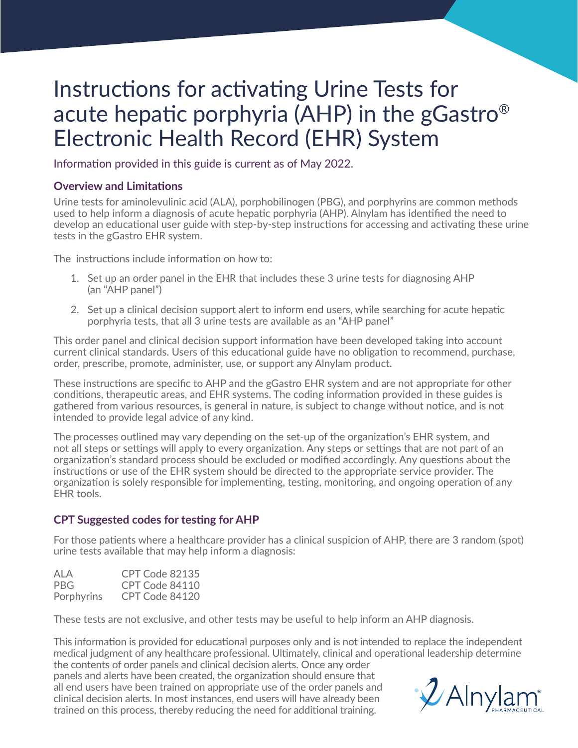# Instructions for activating Urine Tests for acute hepatic porphyria (AHP) in the gGastro® Electronic Health Record (EHR) System

Information provided in this guide is current as of May 2022.

### Overview and Limitations

Urine tests for aminolevulinic acid (ALA), porphobilinogen (PBG), and porphyrins are common methods used to help inform a diagnosis of acute hepatic porphyria (AHP). Alnylam has identified the need to develop an educational user guide with step-by-step instructions for accessing and activating these urine tests in the gGastro EHR system.

The instructions include information on how to:

1. Set up an order panel in the EHR that includes these 3 urine tests for diagnosing AHP (an "AHP panel")
2. Set up a clinical decision support alert to inform end users, while searching for acute hepatic porphyria tests, that all 3 urine tests are available as an "AHP panel"

This order panel and clinical decision support information have been developed taking into account current clinical standards. Users of this educational guide have no obligation to recommend, purchase, order, prescribe, promote, administer, use, or support any Alnylam product.

These instructions are specific to AHP and the gGastro EHR system and are not appropriate for other conditions, therapeutic areas, and EHR systems. The coding information provided in these guides is gathered from various resources, is general in nature, is subject to change without notice, and is not intended to provide legal advice of any kind.

The processes outlined may vary depending on the set-up of the organization's EHR system, and not all steps or settings will apply to every organization. Any steps or settings that are not part of an organization's standard process should be excluded or modified accordingly. Any questions about the instructions or use of the EHR system should be directed to the appropriate service provider. The organization is solely responsible for implementing, testing, monitoring, and ongoing operation of any EHR tools.

### CPT Suggested codes for testing for AHP

For those patients where a healthcare provider has a clinical suspicion of AHP, there are 3 random (spot) urine tests available that may help inform a diagnosis:

| | |
|---|---|
| ALA | CPT Code 82135 |
| PBG | CPT Code 84110 |
| Porphyrins | CPT Code 84120 |

These tests are not exclusive, and other tests may be useful to help inform an AHP diagnosis.

This information is provided for educational purposes only and is not intended to replace the independent medical judgment of any healthcare professional. Ultimately, clinical and operational leadership determine the contents of order panels and clinical decision alerts. Once any order panels and alerts have been created, the organization should ensure that all end users have been trained on appropriate use of the order panels and clinical decision alerts. In most instances, end users will have already been trained on this process, thereby reducing the need for additional training.

Alnylam® PHARMACEUTICALS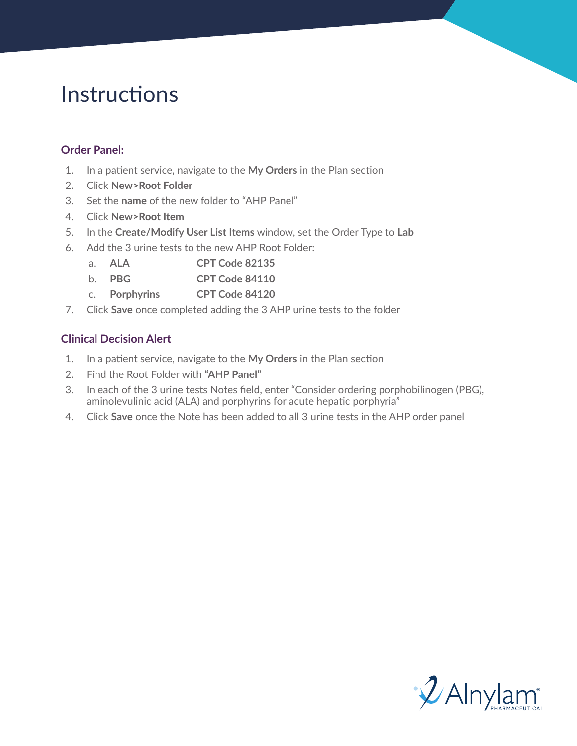# Instructions

### Order Panel:

1. In a patient service, navigate to the **My Orders** in the Plan section
2. Click **New>Root Folder**
3. Set the **name** of the new folder to "AHP Panel"
4. Click **New>Root Item**
5. In the **Create/Modify User List Items** window, set the Order Type to **Lab**
6. Add the 3 urine tests to the new AHP Root Folder:
    a. **ALA** **CPT Code 82135**
    b. **PBG** **CPT Code 84110**
    c. **Porphyrins** **CPT Code 84120**
7. Click **Save** once completed adding the 3 AHP urine tests to the folder

### Clinical Decision Alert

1. In a patient service, navigate to the **My Orders** in the Plan section
2. Find the Root Folder with **"AHP Panel"**
3. In each of the 3 urine tests Notes field, enter "Consider ordering porphobilinogen (PBG), aminolevulinic acid (ALA) and porphyrins for acute hepatic porphyria"
4. Click **Save** once the Note has been added to all 3 urine tests in the AHP order panel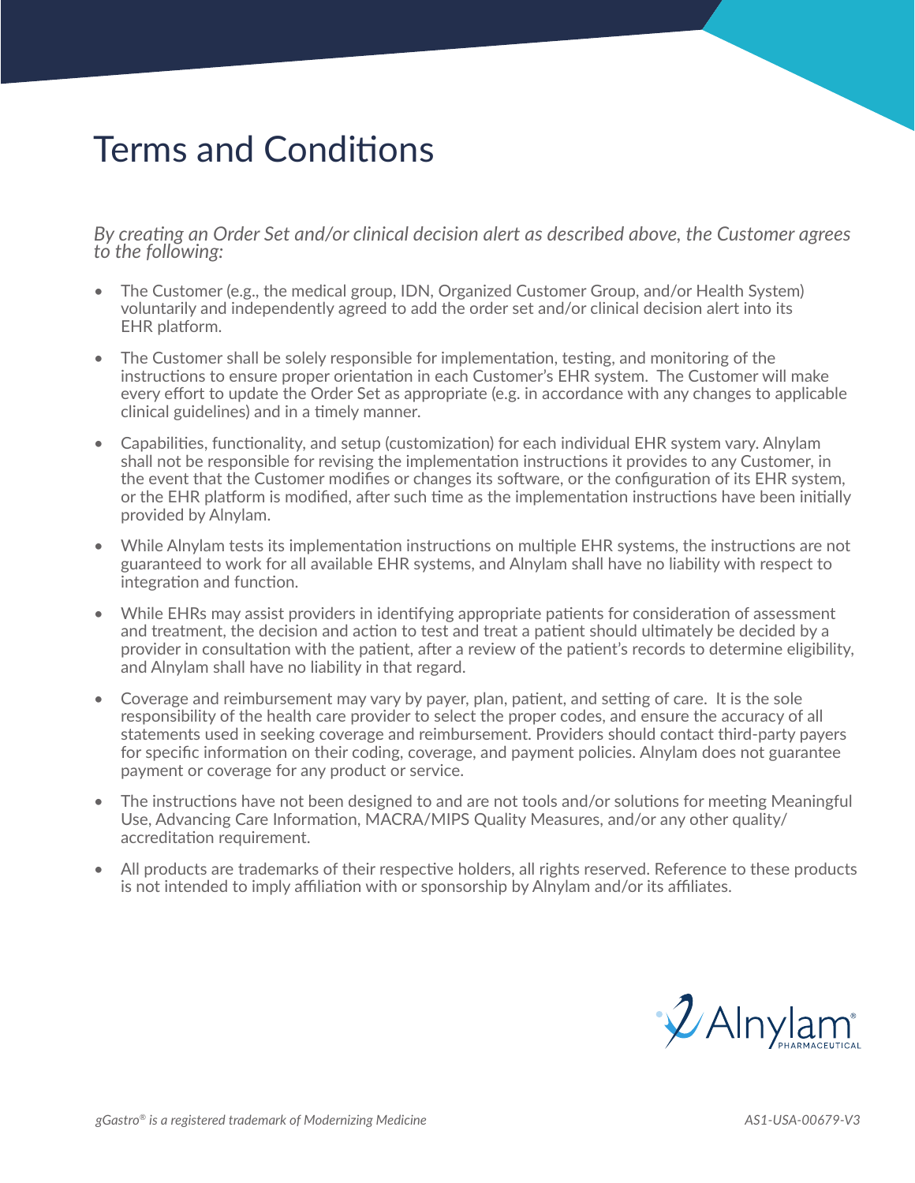# Terms and Conditions

*By creating an Order Set and/or clinical decision alert as described above, the Customer agrees to the following:*

- The Customer (e.g., the medical group, IDN, Organized Customer Group, and/or Health System) voluntarily and independently agreed to add the order set and/or clinical decision alert into its EHR platform.
- The Customer shall be solely responsible for implementation, testing, and monitoring of the instructions to ensure proper orientation in each Customer's EHR system. The Customer will make every effort to update the Order Set as appropriate (e.g. in accordance with any changes to applicable clinical guidelines) and in a timely manner.
- Capabilities, functionality, and setup (customization) for each individual EHR system vary. Alnylam shall not be responsible for revising the implementation instructions it provides to any Customer, in the event that the Customer modifies or changes its software, or the configuration of its EHR system, or the EHR platform is modified, after such time as the implementation instructions have been initially provided by Alnylam.
- While Alnylam tests its implementation instructions on multiple EHR systems, the instructions are not guaranteed to work for all available EHR systems, and Alnylam shall have no liability with respect to integration and function.
- While EHRs may assist providers in identifying appropriate patients for consideration of assessment and treatment, the decision and action to test and treat a patient should ultimately be decided by a provider in consultation with the patient, after a review of the patient's records to determine eligibility, and Alnylam shall have no liability in that regard.
- Coverage and reimbursement may vary by payer, plan, patient, and setting of care. It is the sole responsibility of the health care provider to select the proper codes, and ensure the accuracy of all statements used in seeking coverage and reimbursement. Providers should contact third-party payers for specific information on their coding, coverage, and payment policies. Alnylam does not guarantee payment or coverage for any product or service.
- The instructions have not been designed to and are not tools and/or solutions for meeting Meaningful Use, Advancing Care Information, MACRA/MIPS Quality Measures, and/or any other quality/accreditation requirement.
- All products are trademarks of their respective holders, all rights reserved. Reference to these products is not intended to imply affiliation with or sponsorship by Alnylam and/or its affiliates.

Alnylam® PHARMACEUTICAL

*gGastro® is a registered trademark of Modernizing Medicine*

*AS1-USA-00679-V3*